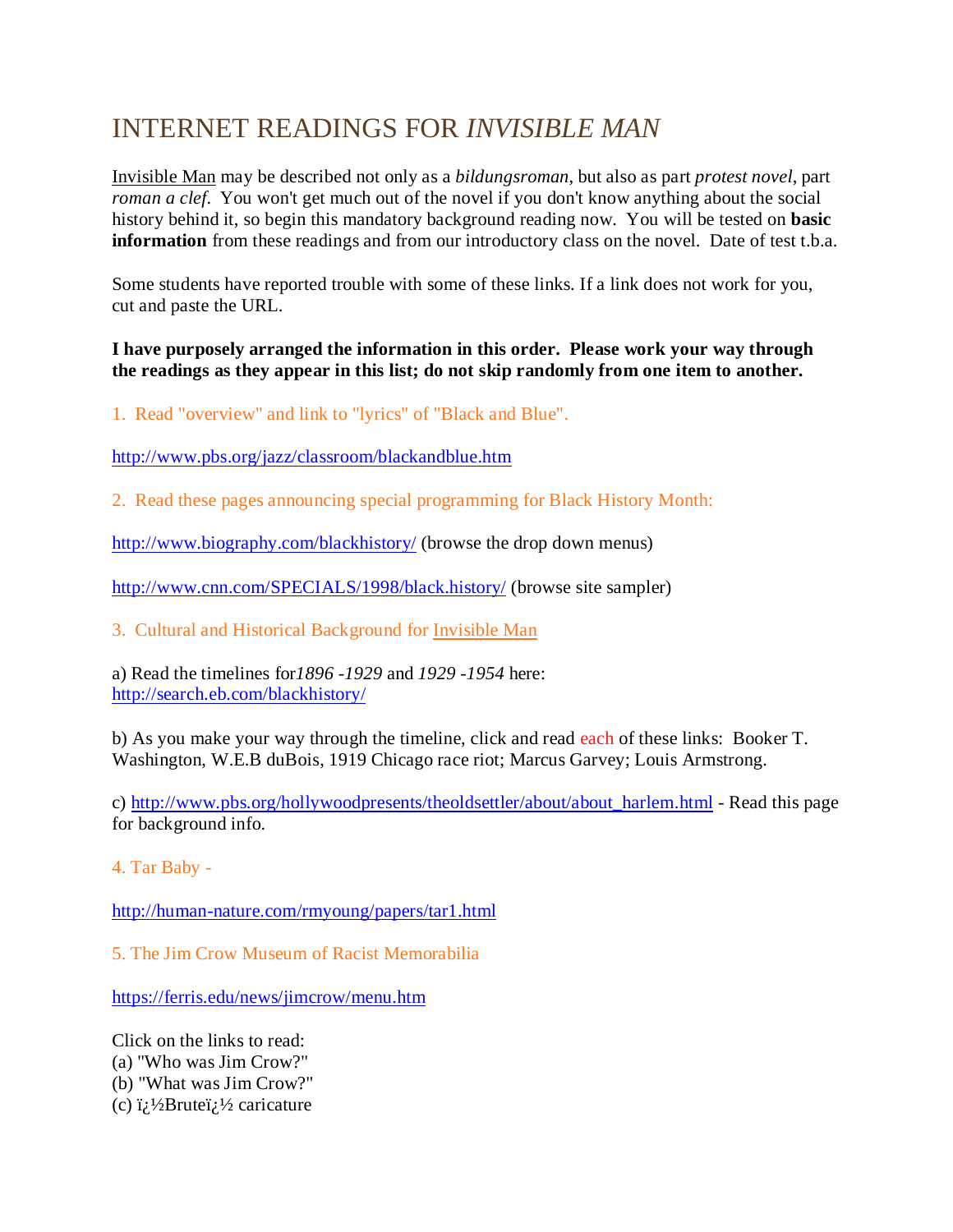# INTERNET READINGS FOR *INVISIBLE MAN*

Invisible Man may be described not only as a *bildungsroman*, but also as part *protest novel*, part *roman a clef*. You won't get much out of the novel if you don't know anything about the social history behind it, so begin this mandatory background reading now. You will be tested on **basic information** from these readings and from our introductory class on the novel. Date of test t.b.a.

Some students have reported trouble with some of these links. If a link does not work for you, cut and paste the URL.

**I have purposely arranged the information in this order. Please work your way through the readings as they appear in this list; do not skip randomly from one item to another.**

1. Read "overview" and link to "lyrics" of "Black and Blue".

http://www.pbs.org/jazz/classroom/blackandblue.htm

2. Read these pages announcing special programming for Black History Month:

http://www.biography.com/blackhistory/ (browse the drop down menus)

http://www.cnn.com/SPECIALS/1998/black.history/ (browse site sampler)

3. Cultural and Historical Background for Invisible Man

a) Read the timelines for *1896 -1929* and *1929 -1954* here:
http://search.eb.com/blackhistory/

b) As you make your way through the timeline, click and read each of these links: Booker T. Washington, W.E.B duBois, 1919 Chicago race riot; Marcus Garvey; Louis Armstrong.

c) http://www.pbs.org/hollywoodpresents/theoldsettler/about/about_harlem.html - Read this page for background info.

4. Tar Baby -

http://human-nature.com/rmyoung/papers/tar1.html

5. The Jim Crow Museum of Racist Memorabilia

https://ferris.edu/news/jimcrow/menu.htm

Click on the links to read:
(a) "Who was Jim Crow?"
(b) "What was Jim Crow?"
(c) ï¿½Bruteï¿½ caricature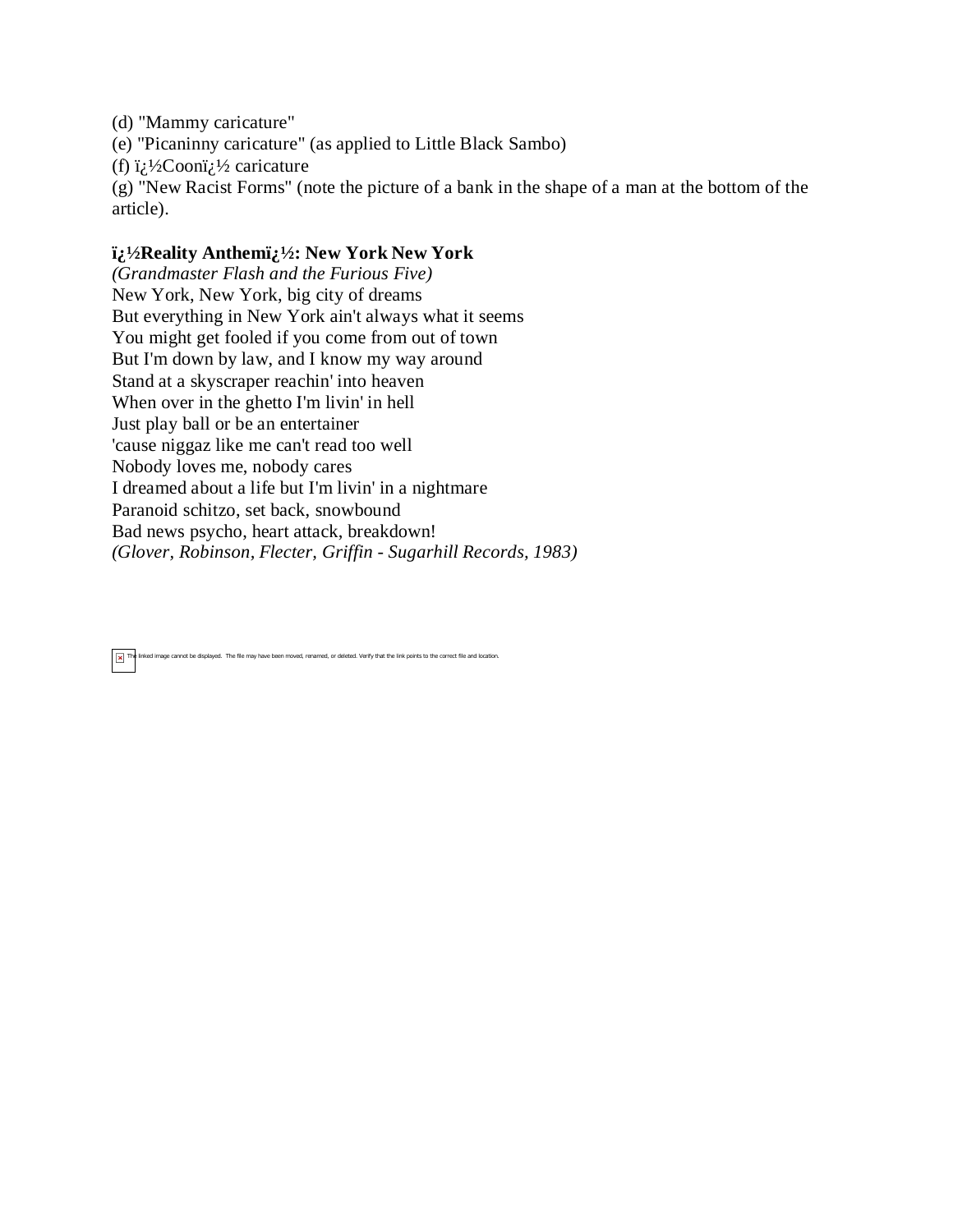(d) "Mammy caricature"
(e) "Picaninny caricature" (as applied to Little Black Sambo)
(f) ï¿½Coonï¿½ caricature
(g) "New Racist Forms" (note the picture of a bank in the shape of a man at the bottom of the article).

**ï¿½Reality Anthemï¿½: New York New York**
*(Grandmaster Flash and the Furious Five)*
New York, New York, big city of dreams
But everything in New York ain't always what it seems
You might get fooled if you come from out of town
But I'm down by law, and I know my way around
Stand at a skyscraper reachin' into heaven
When over in the ghetto I'm livin' in hell
Just play ball or be an entertainer
'cause niggaz like me can't read too well
Nobody loves me, nobody cares
I dreamed about a life but I'm livin' in a nightmare
Paranoid schitzo, set back, snowbound
Bad news psycho, heart attack, breakdown!
*(Glover, Robinson, Flecter, Griffin - Sugarhill Records, 1983)*

The linked image cannot be displayed. The file may have been moved, renamed, or deleted. Verify that the link points to the correct file and location.